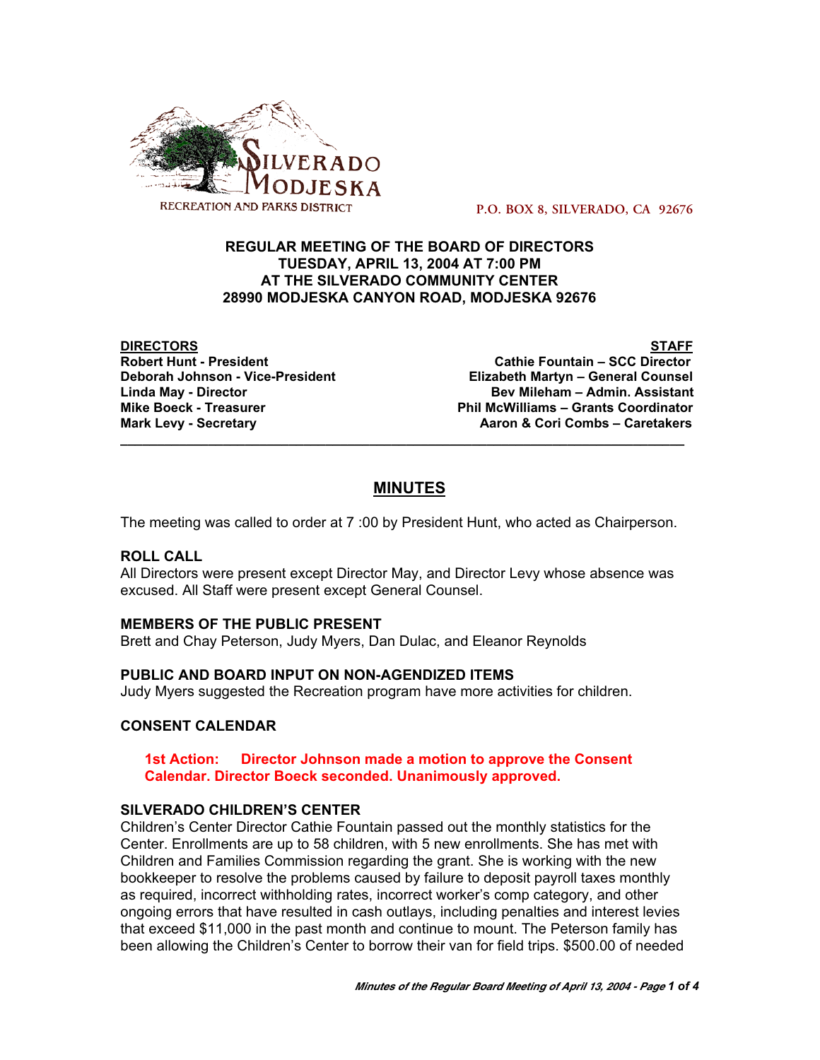SILVERADO MODJESKA RECREATION AND PARKS DISTRICT

P.O. BOX 8, SILVERADO, CA 92676

**REGULAR MEETING OF THE BOARD OF DIRECTORS**
**TUESDAY, APRIL 13, 2004 AT 7:00 PM**
**AT THE SILVERADO COMMUNITY CENTER**
**28990 MODJESKA CANYON ROAD, MODJESKA 92676**

| **DIRECTORS** | **STAFF** |
|---|---|
| **Robert Hunt - President** | **Cathie Fountain – SCC Director** |
| **Deborah Johnson - Vice-President** | **Elizabeth Martyn – General Counsel** |
| **Linda May - Director** | **Bev Mileham – Admin. Assistant** |
| **Mike Boeck - Treasurer** | **Phil McWilliams – Grants Coordinator** |
| **Mark Levy - Secretary** | **Aaron & Cori Combs – Caretakers** |

---

# MINUTES

The meeting was called to order at 7 :00 by President Hunt, who acted as Chairperson.

### ROLL CALL

All Directors were present except Director May, and Director Levy whose absence was excused. All Staff were present except General Counsel.

### MEMBERS OF THE PUBLIC PRESENT

Brett and Chay Peterson, Judy Myers, Dan Dulac, and Eleanor Reynolds

### PUBLIC AND BOARD INPUT ON NON-AGENDIZED ITEMS

Judy Myers suggested the Recreation program have more activities for children.

### CONSENT CALENDAR

**1st Action: Director Johnson made a motion to approve the Consent Calendar. Director Boeck seconded. Unanimously approved.**

### SILVERADO CHILDREN'S CENTER

Children's Center Director Cathie Fountain passed out the monthly statistics for the Center. Enrollments are up to 58 children, with 5 new enrollments. She has met with Children and Families Commission regarding the grant. She is working with the new bookkeeper to resolve the problems caused by failure to deposit payroll taxes monthly as required, incorrect withholding rates, incorrect worker's comp category, and other ongoing errors that have resulted in cash outlays, including penalties and interest levies that exceed $11,000 in the past month and continue to mount. The Peterson family has been allowing the Children's Center to borrow their van for field trips. $500.00 of needed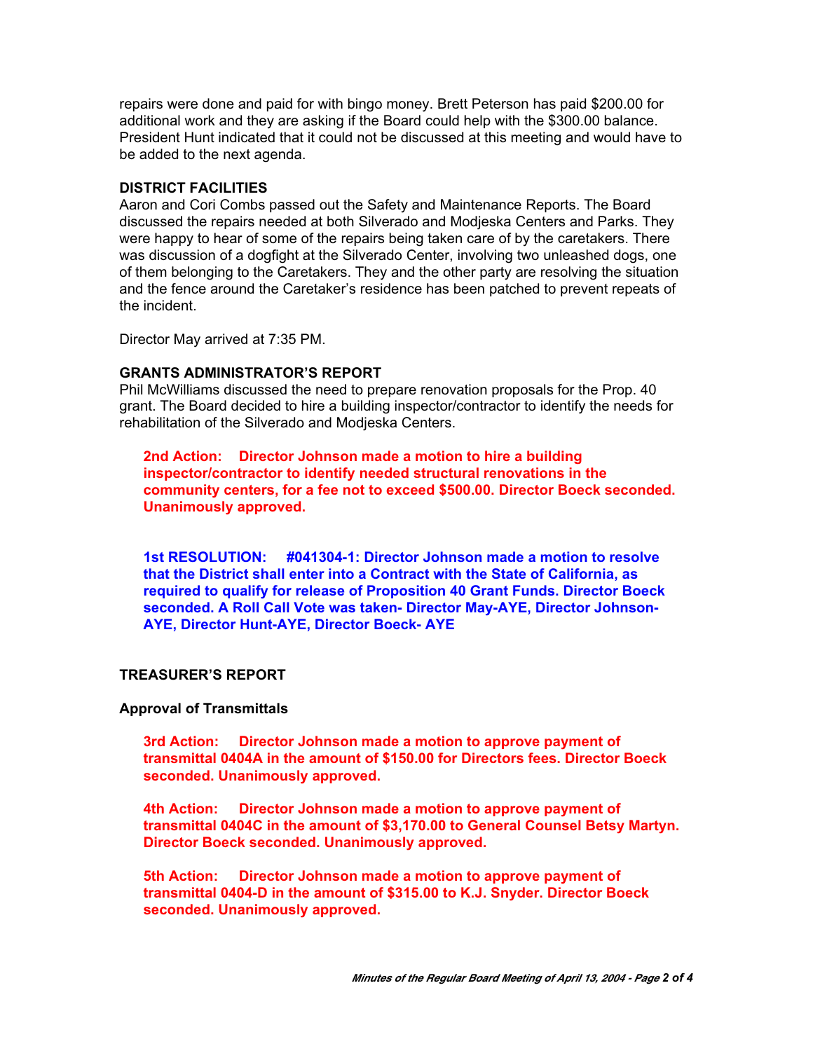repairs were done and paid for with bingo money. Brett Peterson has paid $200.00 for additional work and they are asking if the Board could help with the $300.00 balance. President Hunt indicated that it could not be discussed at this meeting and would have to be added to the next agenda.

**DISTRICT FACILITIES**

Aaron and Cori Combs passed out the Safety and Maintenance Reports. The Board discussed the repairs needed at both Silverado and Modjeska Centers and Parks. They were happy to hear of some of the repairs being taken care of by the caretakers. There was discussion of a dogfight at the Silverado Center, involving two unleashed dogs, one of them belonging to the Caretakers. They and the other party are resolving the situation and the fence around the Caretaker's residence has been patched to prevent repeats of the incident.

Director May arrived at 7:35 PM.

**GRANTS ADMINISTRATOR'S REPORT**

Phil McWilliams discussed the need to prepare renovation proposals for the Prop. 40 grant. The Board decided to hire a building inspector/contractor to identify the needs for rehabilitation of the Silverado and Modjeska Centers.

> **2nd Action: Director Johnson made a motion to hire a building inspector/contractor to identify needed structural renovations in the community centers, for a fee not to exceed $500.00. Director Boeck seconded. Unanimously approved.**

> **1st RESOLUTION: #041304-1: Director Johnson made a motion to resolve that the District shall enter into a Contract with the State of California, as required to qualify for release of Proposition 40 Grant Funds. Director Boeck seconded. A Roll Call Vote was taken- Director May-AYE, Director Johnson-AYE, Director Hunt-AYE, Director Boeck- AYE**

**TREASURER'S REPORT**

**Approval of Transmittals**

> **3rd Action: Director Johnson made a motion to approve payment of transmittal 0404A in the amount of $150.00 for Directors fees. Director Boeck seconded. Unanimously approved.**

> **4th Action: Director Johnson made a motion to approve payment of transmittal 0404C in the amount of $3,170.00 to General Counsel Betsy Martyn. Director Boeck seconded. Unanimously approved.**

> **5th Action: Director Johnson made a motion to approve payment of transmittal 0404-D in the amount of $315.00 to K.J. Snyder. Director Boeck seconded. Unanimously approved.**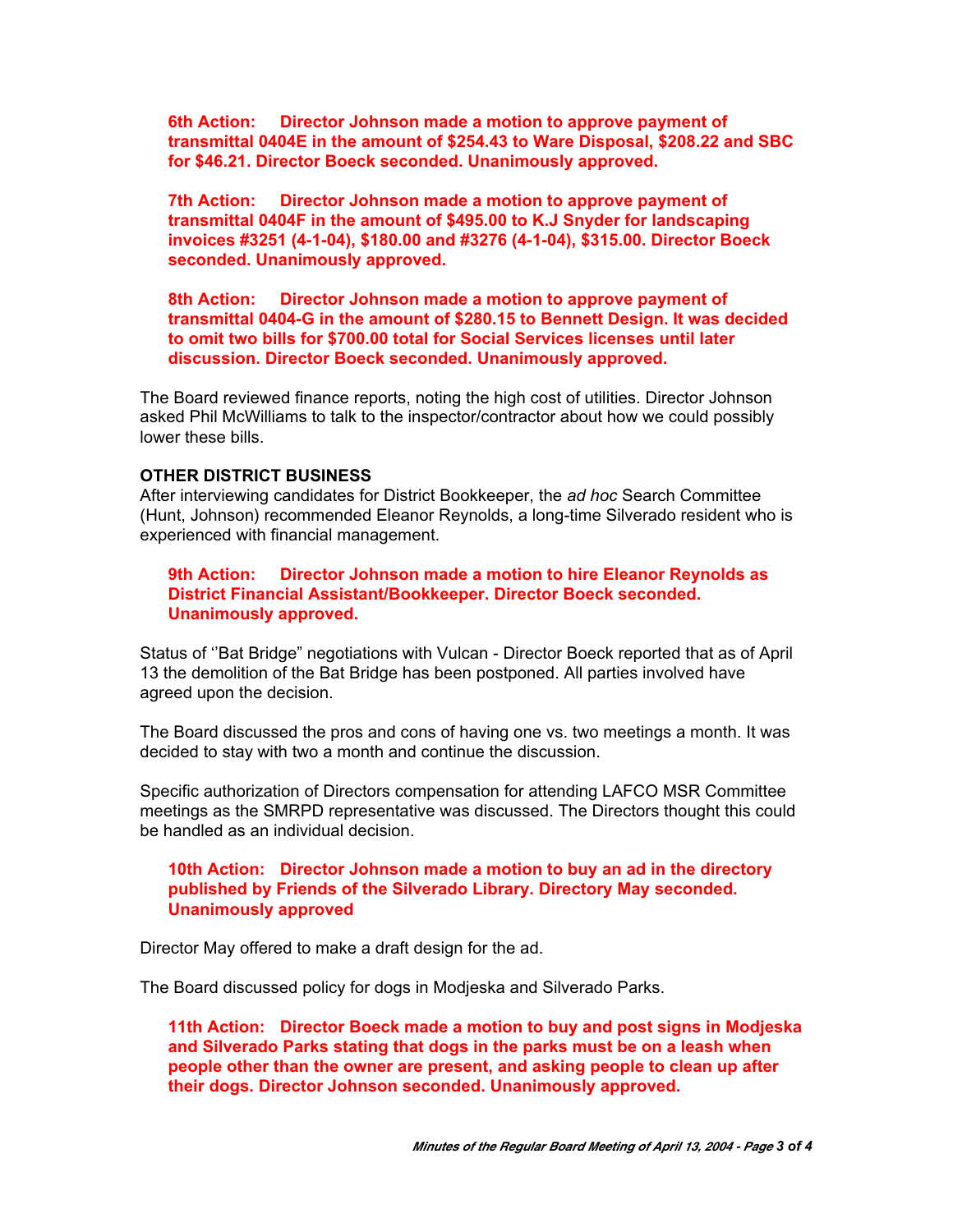**6th Action: Director Johnson made a motion to approve payment of transmittal 0404E in the amount of $254.43 to Ware Disposal, $208.22 and SBC for $46.21. Director Boeck seconded. Unanimously approved.**

**7th Action: Director Johnson made a motion to approve payment of transmittal 0404F in the amount of $495.00 to K.J Snyder for landscaping invoices #3251 (4-1-04), $180.00 and #3276 (4-1-04), $315.00. Director Boeck seconded. Unanimously approved.**

**8th Action: Director Johnson made a motion to approve payment of transmittal 0404-G in the amount of $280.15 to Bennett Design. It was decided to omit two bills for $700.00 total for Social Services licenses until later discussion. Director Boeck seconded. Unanimously approved.**

The Board reviewed finance reports, noting the high cost of utilities. Director Johnson asked Phil McWilliams to talk to the inspector/contractor about how we could possibly lower these bills.

**OTHER DISTRICT BUSINESS**

After interviewing candidates for District Bookkeeper, the *ad hoc* Search Committee (Hunt, Johnson) recommended Eleanor Reynolds, a long-time Silverado resident who is experienced with financial management.

**9th Action: Director Johnson made a motion to hire Eleanor Reynolds as District Financial Assistant/Bookkeeper. Director Boeck seconded. Unanimously approved.**

Status of ''Bat Bridge" negotiations with Vulcan - Director Boeck reported that as of April 13 the demolition of the Bat Bridge has been postponed. All parties involved have agreed upon the decision.

The Board discussed the pros and cons of having one vs. two meetings a month. It was decided to stay with two a month and continue the discussion.

Specific authorization of Directors compensation for attending LAFCO MSR Committee meetings as the SMRPD representative was discussed. The Directors thought this could be handled as an individual decision.

**10th Action: Director Johnson made a motion to buy an ad in the directory published by Friends of the Silverado Library. Directory May seconded. Unanimously approved**

Director May offered to make a draft design for the ad.

The Board discussed policy for dogs in Modjeska and Silverado Parks.

**11th Action: Director Boeck made a motion to buy and post signs in Modjeska and Silverado Parks stating that dogs in the parks must be on a leash when people other than the owner are present, and asking people to clean up after their dogs. Director Johnson seconded. Unanimously approved.**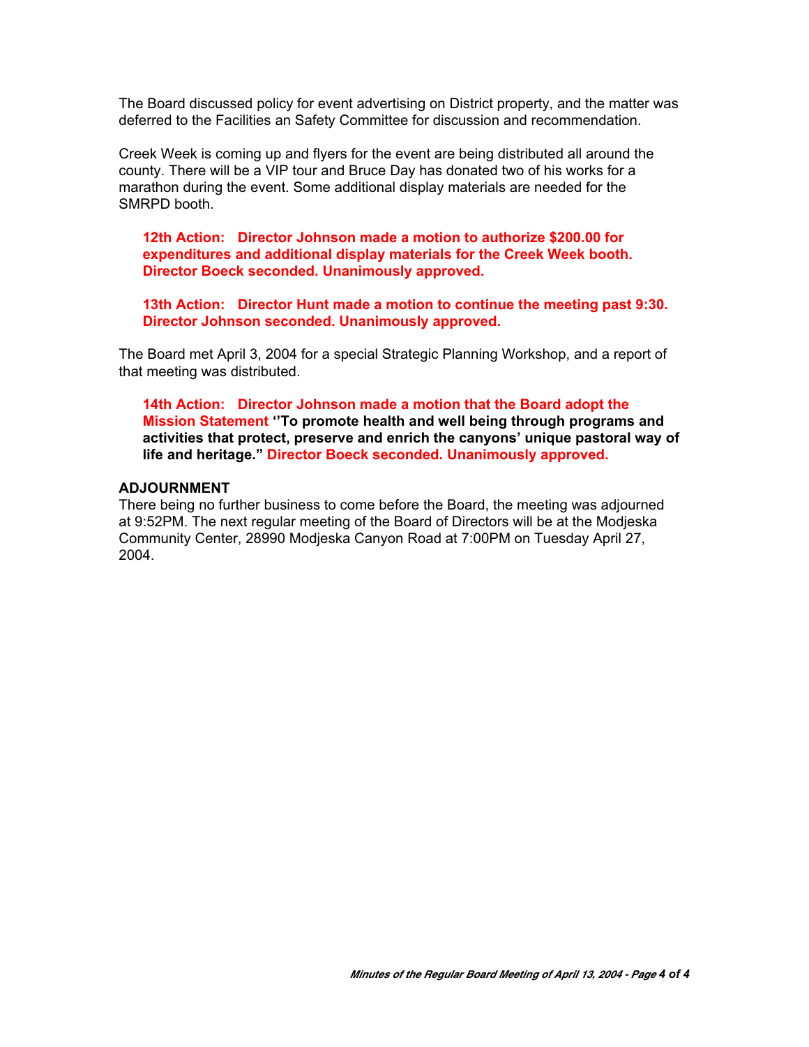The Board discussed policy for event advertising on District property, and the matter was deferred to the Facilities an Safety Committee for discussion and recommendation.

Creek Week is coming up and flyers for the event are being distributed all around the county. There will be a VIP tour and Bruce Day has donated two of his works for a marathon during the event. Some additional display materials are needed for the SMRPD booth.

> **12th Action: Director Johnson made a motion to authorize $200.00 for expenditures and additional display materials for the Creek Week booth. Director Boeck seconded. Unanimously approved.**

> **13th Action: Director Hunt made a motion to continue the meeting past 9:30. Director Johnson seconded. Unanimously approved.**

The Board met April 3, 2004 for a special Strategic Planning Workshop, and a report of that meeting was distributed.

> **14th Action: Director Johnson made a motion that the Board adopt the Mission Statement ''To promote health and well being through programs and activities that protect, preserve and enrich the canyons' unique pastoral way of life and heritage." Director Boeck seconded. Unanimously approved.**

**ADJOURNMENT**

There being no further business to come before the Board, the meeting was adjourned at 9:52PM. The next regular meeting of the Board of Directors will be at the Modjeska Community Center, 28990 Modjeska Canyon Road at 7:00PM on Tuesday April 27, 2004.